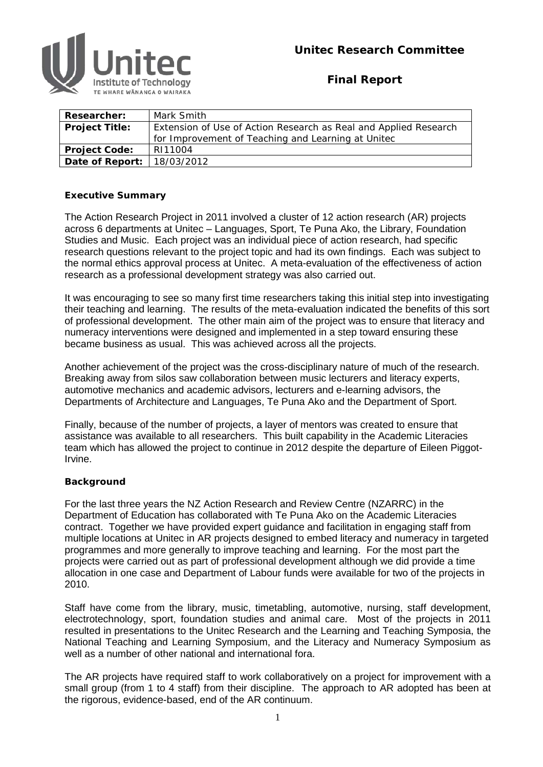Unitec Research Committee

# Final Report

| Researcher: | Mark Smith |
|---|---|
| Project Title: | Extension of Use of Action Research as Real and Applied Research for Improvement of Teaching and Learning at Unitec |
| Project Code: | RI11004 |
| Date of Report: | 18/03/2012 |

## Executive Summary

The Action Research Project in 2011 involved a cluster of 12 action research (AR) projects across 6 departments at Unitec – Languages, Sport, Te Puna Ako, the Library, Foundation Studies and Music. Each project was an individual piece of action research, had specific research questions relevant to the project topic and had its own findings. Each was subject to the normal ethics approval process at Unitec. A meta-evaluation of the effectiveness of action research as a professional development strategy was also carried out.

It was encouraging to see so many first time researchers taking this initial step into investigating their teaching and learning. The results of the meta-evaluation indicated the benefits of this sort of professional development. The other main aim of the project was to ensure that literacy and numeracy interventions were designed and implemented in a step toward ensuring these became business as usual. This was achieved across all the projects.

Another achievement of the project was the cross-disciplinary nature of much of the research. Breaking away from silos saw collaboration between music lecturers and literacy experts, automotive mechanics and academic advisors, lecturers and e-learning advisors, the Departments of Architecture and Languages, Te Puna Ako and the Department of Sport.

Finally, because of the number of projects, a layer of mentors was created to ensure that assistance was available to all researchers. This built capability in the Academic Literacies team which has allowed the project to continue in 2012 despite the departure of Eileen Piggot-Irvine.

## Background

For the last three years the NZ Action Research and Review Centre (NZARRC) in the Department of Education has collaborated with Te Puna Ako on the Academic Literacies contract. Together we have provided expert guidance and facilitation in engaging staff from multiple locations at Unitec in AR projects designed to embed literacy and numeracy in targeted programmes and more generally to improve teaching and learning. For the most part the projects were carried out as part of professional development although we did provide a time allocation in one case and Department of Labour funds were available for two of the projects in 2010.

Staff have come from the library, music, timetabling, automotive, nursing, staff development, electrotechnology, sport, foundation studies and animal care. Most of the projects in 2011 resulted in presentations to the Unitec Research and the Learning and Teaching Symposia, the National Teaching and Learning Symposium, and the Literacy and Numeracy Symposium as well as a number of other national and international fora.

The AR projects have required staff to work collaboratively on a project for improvement with a small group (from 1 to 4 staff) from their discipline. The approach to AR adopted has been at the rigorous, evidence-based, end of the AR continuum.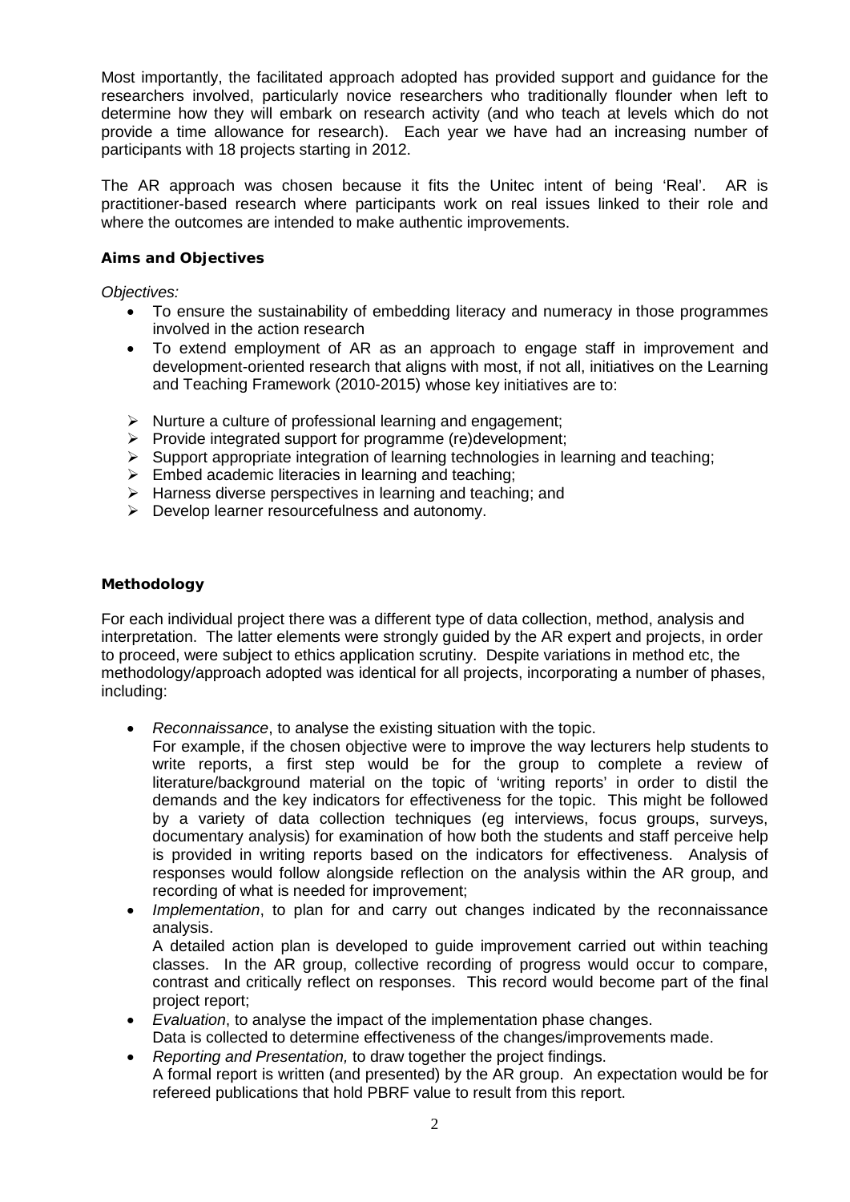Most importantly, the facilitated approach adopted has provided support and guidance for the researchers involved, particularly novice researchers who traditionally flounder when left to determine how they will embark on research activity (and who teach at levels which do not provide a time allowance for research). Each year we have had an increasing number of participants with 18 projects starting in 2012.

The AR approach was chosen because it fits the Unitec intent of being 'Real'. AR is practitioner-based research where participants work on real issues linked to their role and where the outcomes are intended to make authentic improvements.

**Aims and Objectives**

*Objectives:*

- To ensure the sustainability of embedding literacy and numeracy in those programmes involved in the action research
- To extend employment of AR as an approach to engage staff in improvement and development-oriented research that aligns with most, if not all, initiatives on the Learning and Teaching Framework (2010-2015) whose key initiatives are to:

  - Nurture a culture of professional learning and engagement;
  - Provide integrated support for programme (re)development;
  - Support appropriate integration of learning technologies in learning and teaching;
  - Embed academic literacies in learning and teaching;
  - Harness diverse perspectives in learning and teaching; and
  - Develop learner resourcefulness and autonomy.

**Methodology**

For each individual project there was a different type of data collection, method, analysis and interpretation. The latter elements were strongly guided by the AR expert and projects, in order to proceed, were subject to ethics application scrutiny. Despite variations in method etc, the methodology/approach adopted was identical for all projects, incorporating a number of phases, including:

- *Reconnaissance*, to analyse the existing situation with the topic.
  For example, if the chosen objective were to improve the way lecturers help students to write reports, a first step would be for the group to complete a review of literature/background material on the topic of 'writing reports' in order to distil the demands and the key indicators for effectiveness for the topic. This might be followed by a variety of data collection techniques (eg interviews, focus groups, surveys, documentary analysis) for examination of how both the students and staff perceive help is provided in writing reports based on the indicators for effectiveness. Analysis of responses would follow alongside reflection on the analysis within the AR group, and recording of what is needed for improvement;
- *Implementation*, to plan for and carry out changes indicated by the reconnaissance analysis.
  A detailed action plan is developed to guide improvement carried out within teaching classes. In the AR group, collective recording of progress would occur to compare, contrast and critically reflect on responses. This record would become part of the final project report;
- *Evaluation*, to analyse the impact of the implementation phase changes.
  Data is collected to determine effectiveness of the changes/improvements made.
- *Reporting and Presentation,* to draw together the project findings.
  A formal report is written (and presented) by the AR group. An expectation would be for refereed publications that hold PBRF value to result from this report.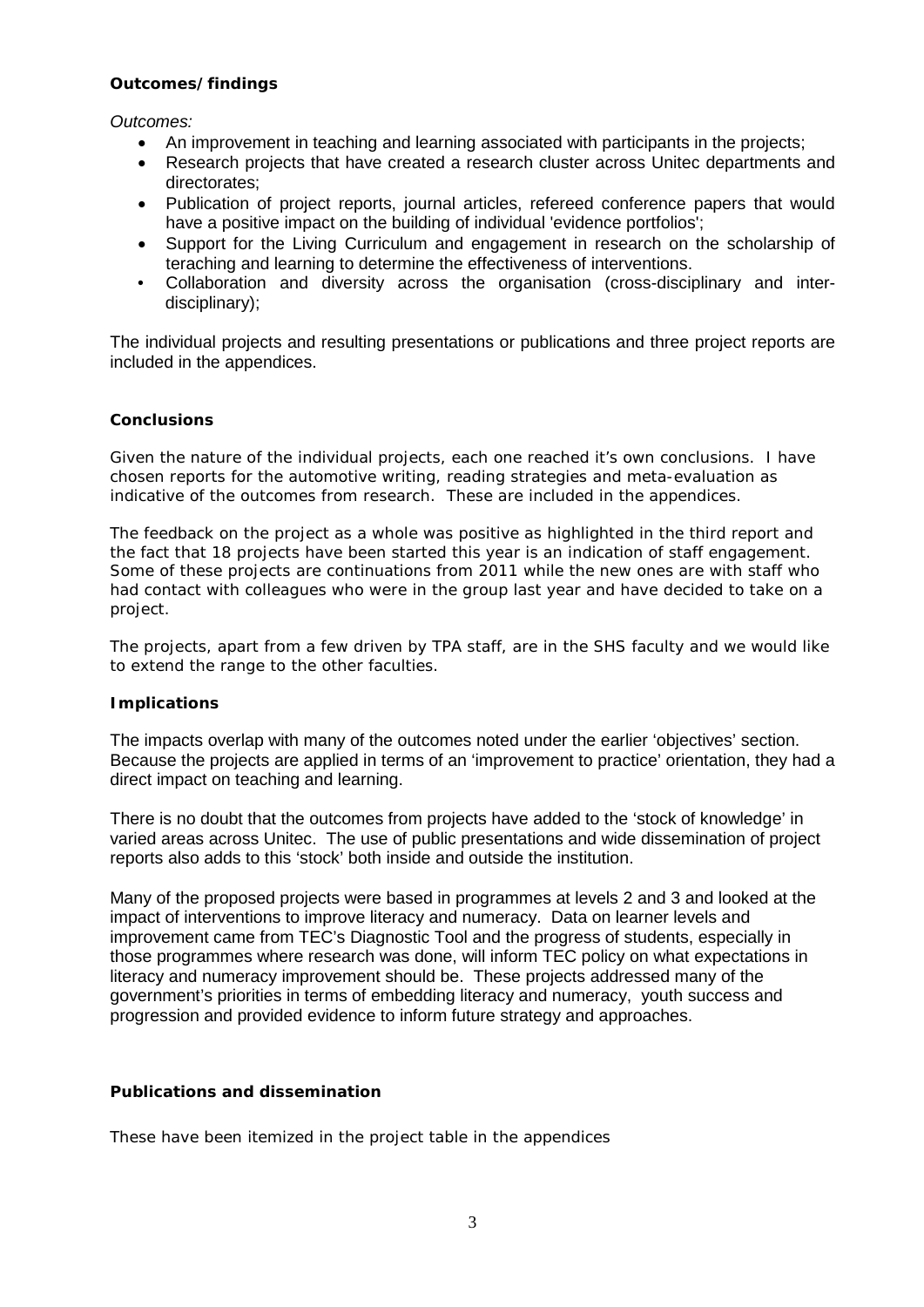**Outcomes/findings**

*Outcomes:*

- An improvement in teaching and learning associated with participants in the projects;
- Research projects that have created a research cluster across Unitec departments and directorates;
- Publication of project reports, journal articles, refereed conference papers that would have a positive impact on the building of individual 'evidence portfolios';
- Support for the Living Curriculum and engagement in research on the scholarship of teraching and learning to determine the effectiveness of interventions.
- Collaboration and diversity across the organisation (cross-disciplinary and inter-disciplinary);

The individual projects and resulting presentations or publications and three project reports are included in the appendices.

**Conclusions**

Given the nature of the individual projects, each one reached it's own conclusions. I have chosen reports for the automotive writing, reading strategies and meta-evaluation as indicative of the outcomes from research. These are included in the appendices.

The feedback on the project as a whole was positive as highlighted in the third report and the fact that 18 projects have been started this year is an indication of staff engagement. Some of these projects are continuations from 2011 while the new ones are with staff who had contact with colleagues who were in the group last year and have decided to take on a project.

The projects, apart from a few driven by TPA staff, are in the SHS faculty and we would like to extend the range to the other faculties.

**Implications**

The impacts overlap with many of the outcomes noted under the earlier 'objectives' section. Because the projects are applied in terms of an 'improvement to practice' orientation, they had a direct impact on teaching and learning.

There is no doubt that the outcomes from projects have added to the 'stock of knowledge' in varied areas across Unitec. The use of public presentations and wide dissemination of project reports also adds to this 'stock' both inside and outside the institution.

Many of the proposed projects were based in programmes at levels 2 and 3 and looked at the impact of interventions to improve literacy and numeracy. Data on learner levels and improvement came from TEC's Diagnostic Tool and the progress of students, especially in those programmes where research was done, will inform TEC policy on what expectations in literacy and numeracy improvement should be. These projects addressed many of the government's priorities in terms of embedding literacy and numeracy, youth success and progression and provided evidence to inform future strategy and approaches.

**Publications and dissemination**

These have been itemized in the project table in the appendices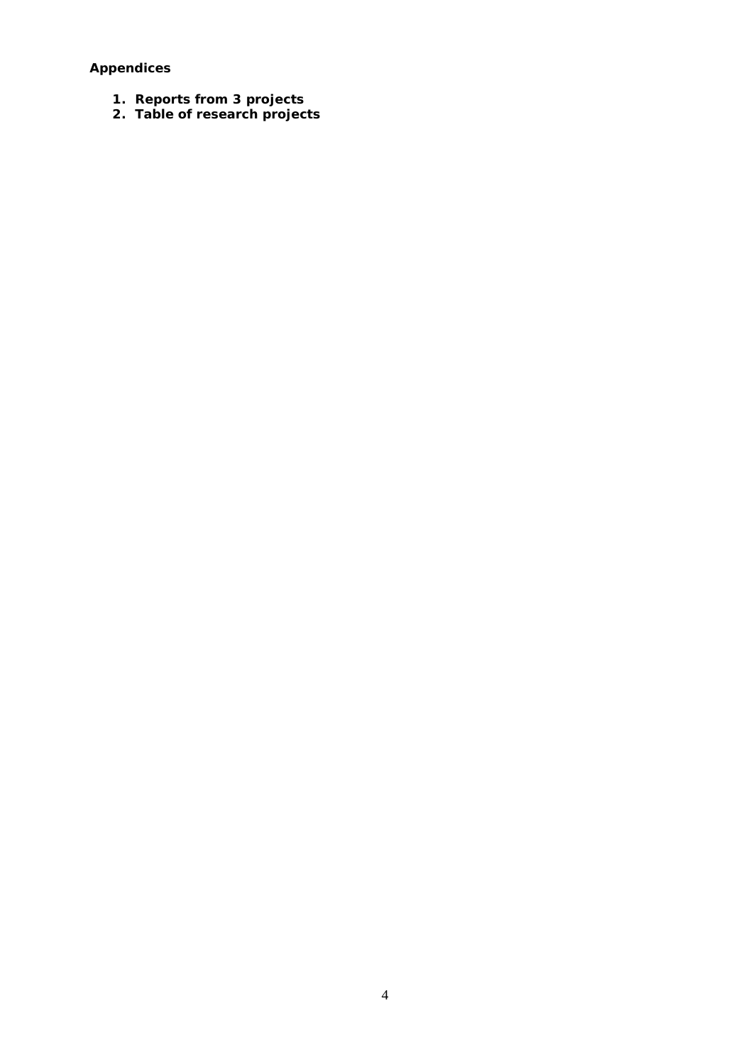**Appendices**

1. **Reports from 3 projects**
2. **Table of research projects**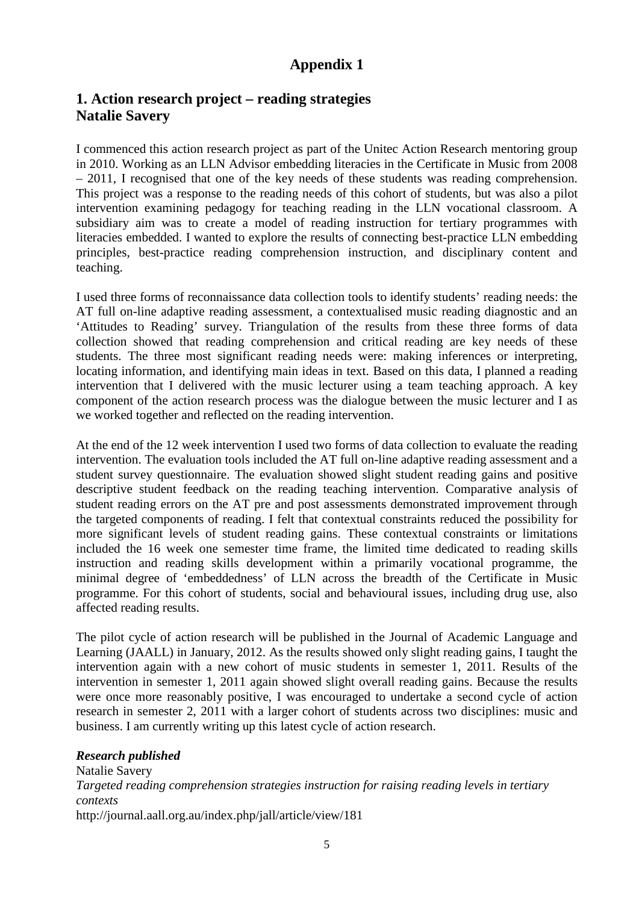# Appendix 1

## 1. Action research project – reading strategies
## Natalie Savery

I commenced this action research project as part of the Unitec Action Research mentoring group in 2010. Working as an LLN Advisor embedding literacies in the Certificate in Music from 2008 – 2011, I recognised that one of the key needs of these students was reading comprehension. This project was a response to the reading needs of this cohort of students, but was also a pilot intervention examining pedagogy for teaching reading in the LLN vocational classroom. A subsidiary aim was to create a model of reading instruction for tertiary programmes with literacies embedded. I wanted to explore the results of connecting best-practice LLN embedding principles, best-practice reading comprehension instruction, and disciplinary content and teaching.

I used three forms of reconnaissance data collection tools to identify students' reading needs: the AT full on-line adaptive reading assessment, a contextualised music reading diagnostic and an 'Attitudes to Reading' survey. Triangulation of the results from these three forms of data collection showed that reading comprehension and critical reading are key needs of these students. The three most significant reading needs were: making inferences or interpreting, locating information, and identifying main ideas in text. Based on this data, I planned a reading intervention that I delivered with the music lecturer using a team teaching approach. A key component of the action research process was the dialogue between the music lecturer and I as we worked together and reflected on the reading intervention.

At the end of the 12 week intervention I used two forms of data collection to evaluate the reading intervention. The evaluation tools included the AT full on-line adaptive reading assessment and a student survey questionnaire. The evaluation showed slight student reading gains and positive descriptive student feedback on the reading teaching intervention. Comparative analysis of student reading errors on the AT pre and post assessments demonstrated improvement through the targeted components of reading. I felt that contextual constraints reduced the possibility for more significant levels of student reading gains. These contextual constraints or limitations included the 16 week one semester time frame, the limited time dedicated to reading skills instruction and reading skills development within a primarily vocational programme, the minimal degree of 'embeddedness' of LLN across the breadth of the Certificate in Music programme. For this cohort of students, social and behavioural issues, including drug use, also affected reading results.

The pilot cycle of action research will be published in the Journal of Academic Language and Learning (JAALL) in January, 2012. As the results showed only slight reading gains, I taught the intervention again with a new cohort of music students in semester 1, 2011. Results of the intervention in semester 1, 2011 again showed slight overall reading gains. Because the results were once more reasonably positive, I was encouraged to undertake a second cycle of action research in semester 2, 2011 with a larger cohort of students across two disciplines: music and business. I am currently writing up this latest cycle of action research.

***Research published***

Natalie Savery
*Targeted reading comprehension strategies instruction for raising reading levels in tertiary contexts*
http://journal.aall.org.au/index.php/jall/article/view/181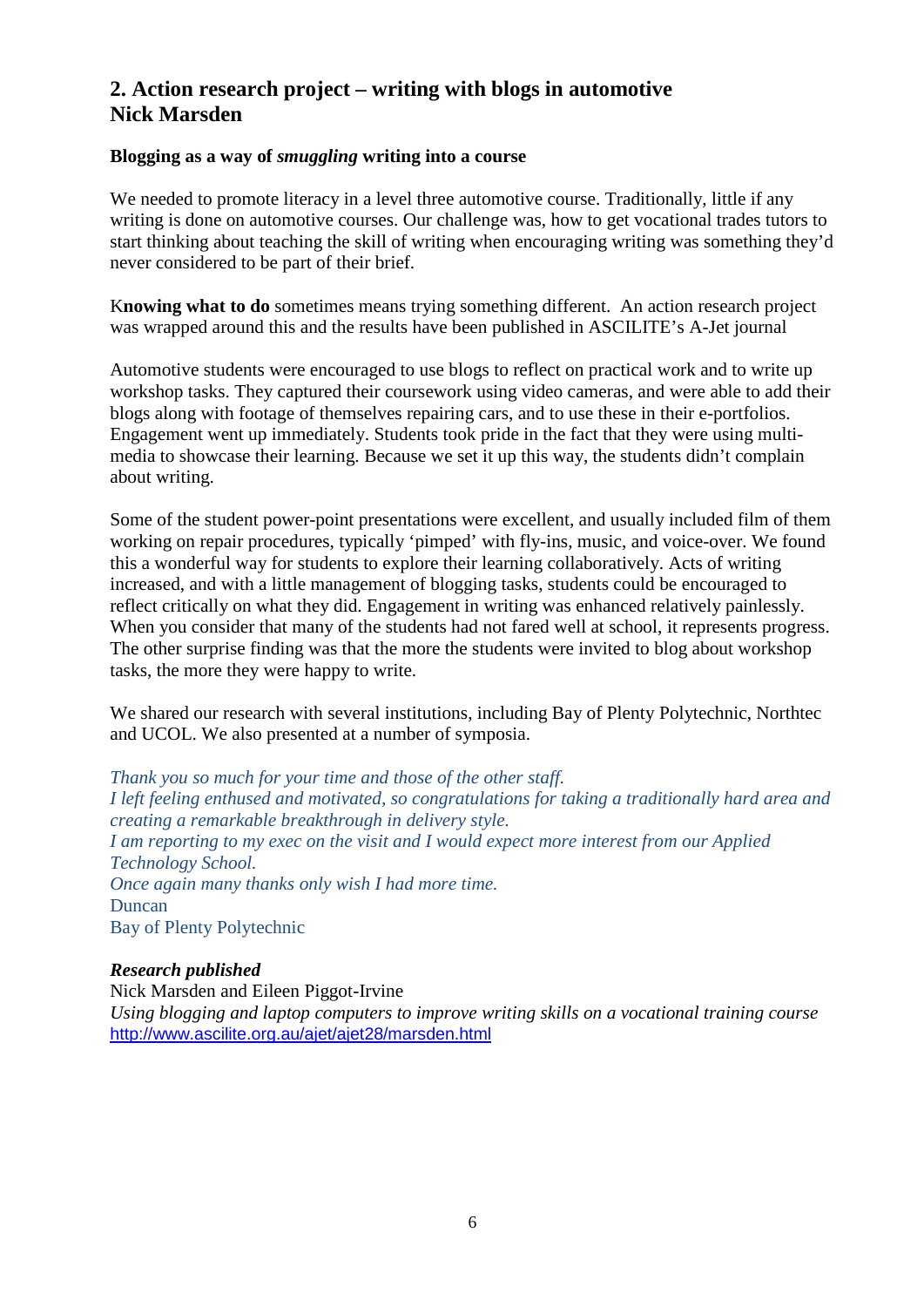## 2. Action research project – writing with blogs in automotive Nick Marsden

**Blogging as a way of *smuggling* writing into a course**

We needed to promote literacy in a level three automotive course. Traditionally, little if any writing is done on automotive courses. Our challenge was, how to get vocational trades tutors to start thinking about teaching the skill of writing when encouraging writing was something they'd never considered to be part of their brief.

K**nowing what to do** sometimes means trying something different. An action research project was wrapped around this and the results have been published in ASCILITE's A-Jet journal

Automotive students were encouraged to use blogs to reflect on practical work and to write up workshop tasks. They captured their coursework using video cameras, and were able to add their blogs along with footage of themselves repairing cars, and to use these in their e-portfolios. Engagement went up immediately. Students took pride in the fact that they were using multi-media to showcase their learning. Because we set it up this way, the students didn't complain about writing.

Some of the student power-point presentations were excellent, and usually included film of them working on repair procedures, typically 'pimped' with fly-ins, music, and voice-over. We found this a wonderful way for students to explore their learning collaboratively. Acts of writing increased, and with a little management of blogging tasks, students could be encouraged to reflect critically on what they did. Engagement in writing was enhanced relatively painlessly. When you consider that many of the students had not fared well at school, it represents progress. The other surprise finding was that the more the students were invited to blog about workshop tasks, the more they were happy to write.

We shared our research with several institutions, including Bay of Plenty Polytechnic, Northtec and UCOL. We also presented at a number of symposia.

*Thank you so much for your time and those of the other staff.*
*I left feeling enthused and motivated, so congratulations for taking a traditionally hard area and creating a remarkable breakthrough in delivery style.*
*I am reporting to my exec on the visit and I would expect more interest from our Applied Technology School.*
*Once again many thanks only wish I had more time.*
Duncan
Bay of Plenty Polytechnic

***Research published***
Nick Marsden and Eileen Piggot-Irvine
*Using blogging and laptop computers to improve writing skills on a vocational training course*
http://www.ascilite.org.au/ajet/ajet28/marsden.html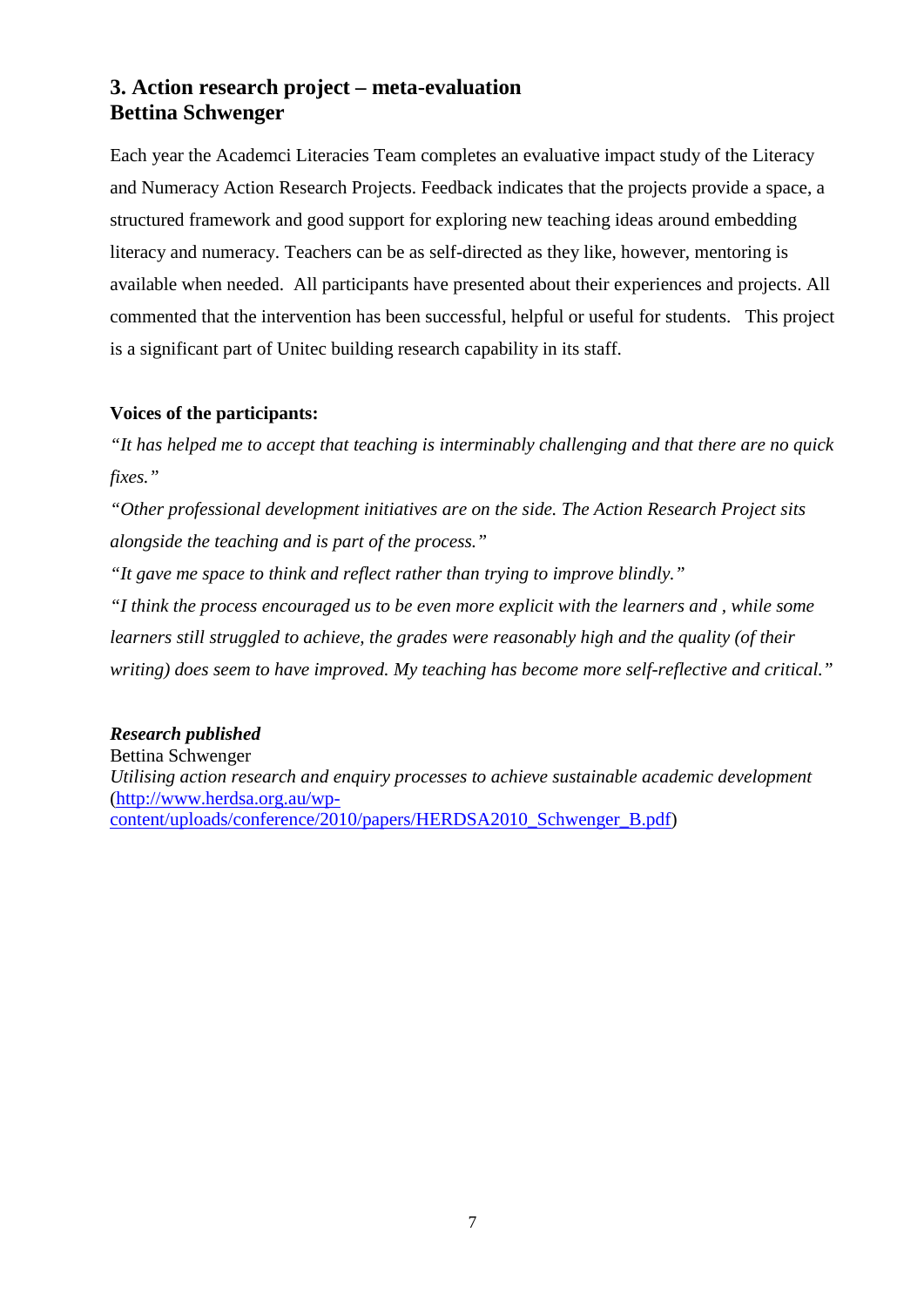## 3. Action research project – meta-evaluation
## Bettina Schwenger

Each year the Academci Literacies Team completes an evaluative impact study of the Literacy and Numeracy Action Research Projects. Feedback indicates that the projects provide a space, a structured framework and good support for exploring new teaching ideas around embedding literacy and numeracy. Teachers can be as self-directed as they like, however, mentoring is available when needed. All participants have presented about their experiences and projects. All commented that the intervention has been successful, helpful or useful for students. This project is a significant part of Unitec building research capability in its staff.

**Voices of the participants:**

*"It has helped me to accept that teaching is interminably challenging and that there are no quick fixes."*

*"Other professional development initiatives are on the side. The Action Research Project sits alongside the teaching and is part of the process."*

*"It gave me space to think and reflect rather than trying to improve blindly."*

*"I think the process encouraged us to be even more explicit with the learners and , while some learners still struggled to achieve, the grades were reasonably high and the quality (of their writing) does seem to have improved. My teaching has become more self-reflective and critical."*

***Research published***

Bettina Schwenger

*Utilising action research and enquiry processes to achieve sustainable academic development* (http://www.herdsa.org.au/wp-content/uploads/conference/2010/papers/HERDSA2010_Schwenger_B.pdf)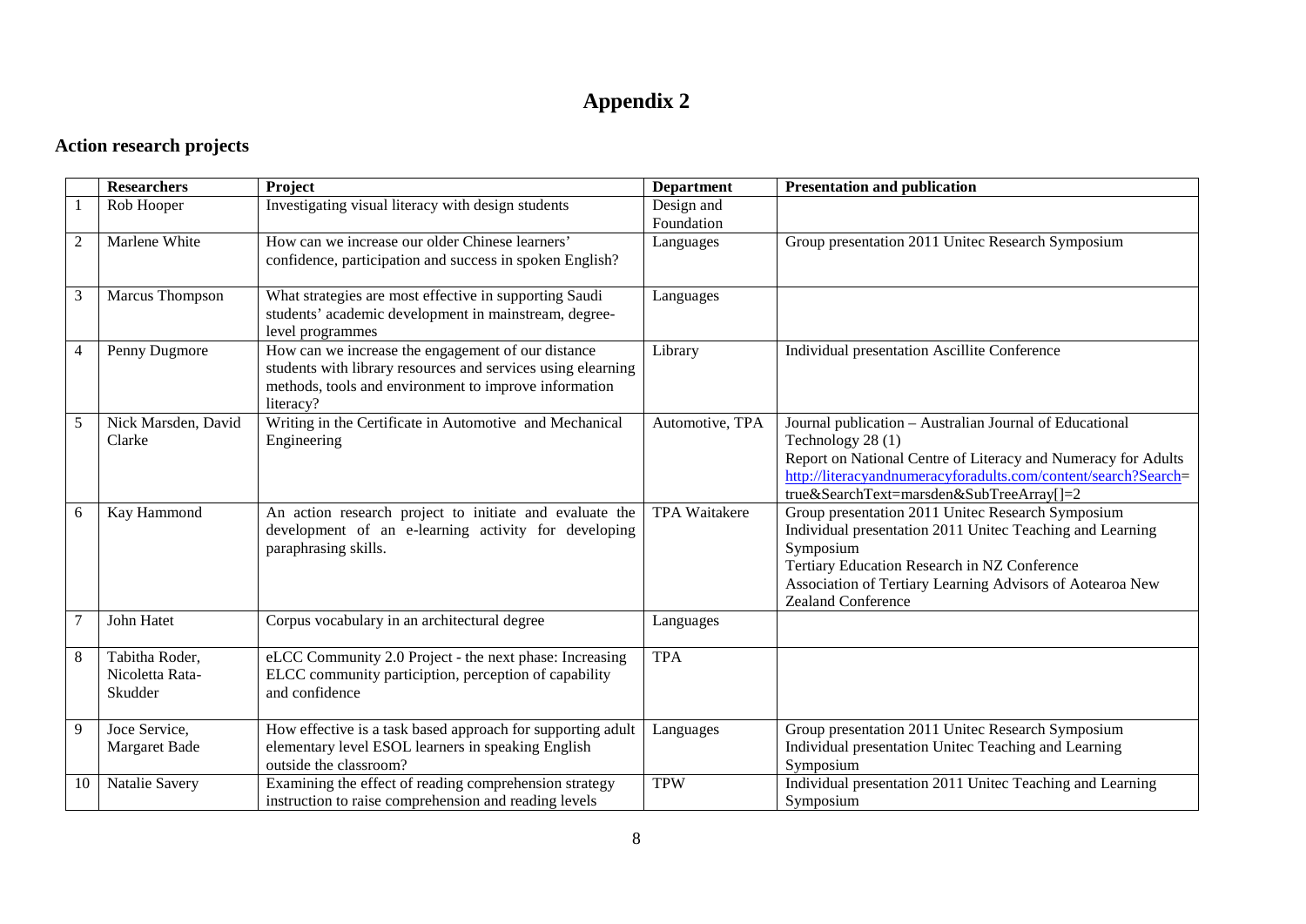# Appendix 2

## Action research projects

| | Researchers | Project | Department | Presentation and publication |
|---|---|---|---|---|
| 1 | Rob Hooper | Investigating visual literacy with design students | Design and Foundation | |
| 2 | Marlene White | How can we increase our older Chinese learners' confidence, participation and success in spoken English? | Languages | Group presentation 2011 Unitec Research Symposium |
| 3 | Marcus Thompson | What strategies are most effective in supporting Saudi students' academic development in mainstream, degree-level programmes | Languages | |
| 4 | Penny Dugmore | How can we increase the engagement of our distance students with library resources and services using elearning methods, tools and environment to improve information literacy? | Library | Individual presentation Ascillite Conference |
| 5 | Nick Marsden, David Clarke | Writing in the Certificate in Automotive and Mechanical Engineering | Automotive, TPA | Journal publication – Australian Journal of Educational Technology 28 (1)<br>Report on National Centre of Literacy and Numeracy for Adults http://literacyandnumeracyforadults.com/content/search?Search=true&SearchText=marsden&SubTreeArray[]=2 |
| 6 | Kay Hammond | An action research project to initiate and evaluate the development of an e-learning activity for developing paraphrasing skills. | TPA Waitakere | Group presentation 2011 Unitec Research Symposium<br>Individual presentation 2011 Unitec Teaching and Learning Symposium<br>Tertiary Education Research in NZ Conference<br>Association of Tertiary Learning Advisors of Aotearoa New Zealand Conference |
| 7 | John Hatet | Corpus vocabulary in an architectural degree | Languages | |
| 8 | Tabitha Roder, Nicoletta Rata-Skudder | eLCC Community 2.0 Project - the next phase: Increasing ELCC community particiption, perception of capability and confidence | TPA | |
| 9 | Joce Service, Margaret Bade | How effective is a task based approach for supporting adult elementary level ESOL learners in speaking English outside the classroom? | Languages | Group presentation 2011 Unitec Research Symposium<br>Individual presentation Unitec Teaching and Learning Symposium |
| 10 | Natalie Savery | Examining the effect of reading comprehension strategy instruction to raise comprehension and reading levels | TPW | Individual presentation 2011 Unitec Teaching and Learning Symposium |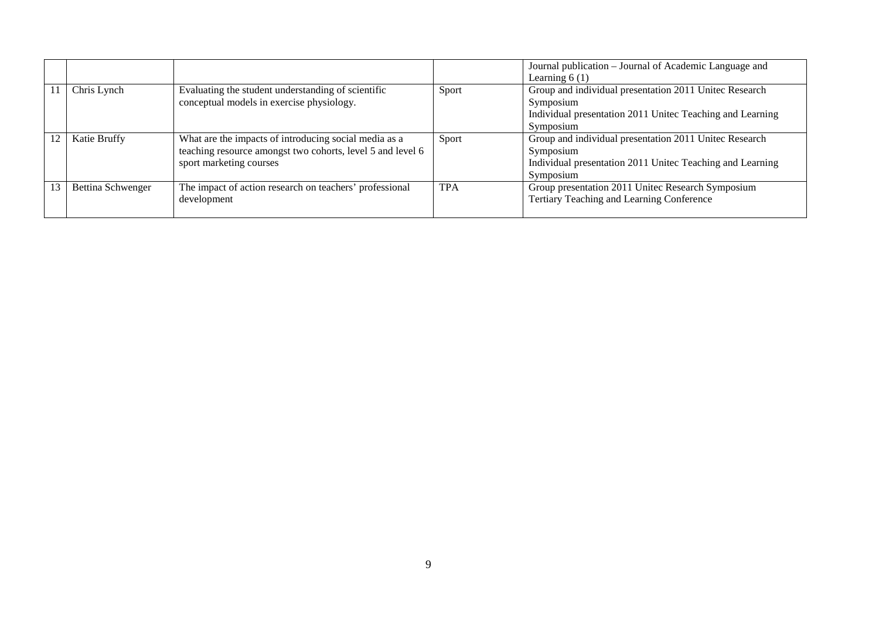| | | | | |
|---|---|---|---|---|
| | | | | Journal publication – Journal of Academic Language and Learning 6 (1) |
| 11 | Chris Lynch | Evaluating the student understanding of scientific conceptual models in exercise physiology. | Sport | Group and individual presentation 2011 Unitec Research Symposium<br>Individual presentation 2011 Unitec Teaching and Learning Symposium |
| 12 | Katie Bruffy | What are the impacts of introducing social media as a teaching resource amongst two cohorts, level 5 and level 6 sport marketing courses | Sport | Group and individual presentation 2011 Unitec Research Symposium<br>Individual presentation 2011 Unitec Teaching and Learning Symposium |
| 13 | Bettina Schwenger | The impact of action research on teachers' professional development | TPA | Group presentation 2011 Unitec Research Symposium<br>Tertiary Teaching and Learning Conference |